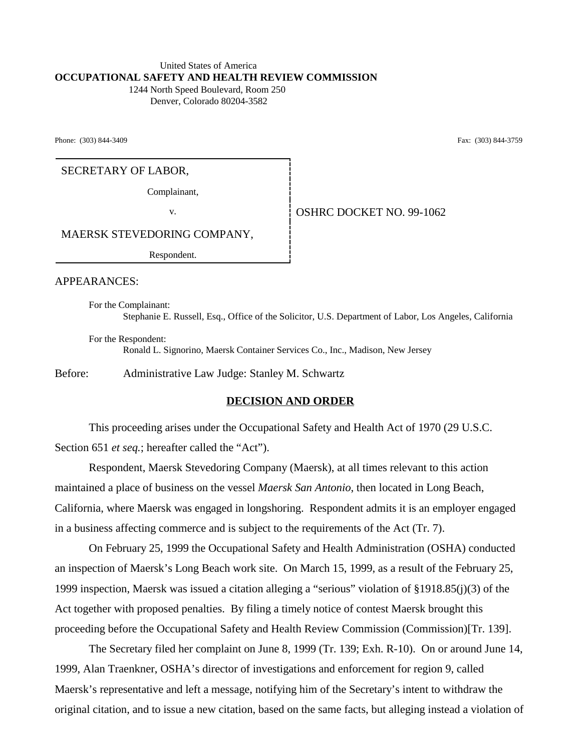United States of America
**OCCUPATIONAL SAFETY AND HEALTH REVIEW COMMISSION**
1244 North Speed Boulevard, Room 250
Denver, Colorado 80204-3582

Phone: (303) 844-3409 Fax: (303) 844-3759

| | |
|---|---|
| SECRETARY OF LABOR,<br>Complainant,<br>v.<br>MAERSK STEVEDORING COMPANY,<br>Respondent. | OSHRC DOCKET NO. 99-1062 |

APPEARANCES:

For the Complainant:
Stephanie E. Russell, Esq., Office of the Solicitor, U.S. Department of Labor, Los Angeles, California

For the Respondent:
Ronald L. Signorino, Maersk Container Services Co., Inc., Madison, New Jersey

Before: Administrative Law Judge: Stanley M. Schwartz

## DECISION AND ORDER

This proceeding arises under the Occupational Safety and Health Act of 1970 (29 U.S.C. Section 651 *et seq.*; hereafter called the "Act").

Respondent, Maersk Stevedoring Company (Maersk), at all times relevant to this action maintained a place of business on the vessel *Maersk San Antonio*, then located in Long Beach, California, where Maersk was engaged in longshoring. Respondent admits it is an employer engaged in a business affecting commerce and is subject to the requirements of the Act (Tr. 7).

On February 25, 1999 the Occupational Safety and Health Administration (OSHA) conducted an inspection of Maersk's Long Beach work site. On March 15, 1999, as a result of the February 25, 1999 inspection, Maersk was issued a citation alleging a "serious" violation of §1918.85(j)(3) of the Act together with proposed penalties. By filing a timely notice of contest Maersk brought this proceeding before the Occupational Safety and Health Review Commission (Commission)[Tr. 139].

The Secretary filed her complaint on June 8, 1999 (Tr. 139; Exh. R-10). On or around June 14, 1999, Alan Traenkner, OSHA's director of investigations and enforcement for region 9, called Maersk's representative and left a message, notifying him of the Secretary's intent to withdraw the original citation, and to issue a new citation, based on the same facts, but alleging instead a violation of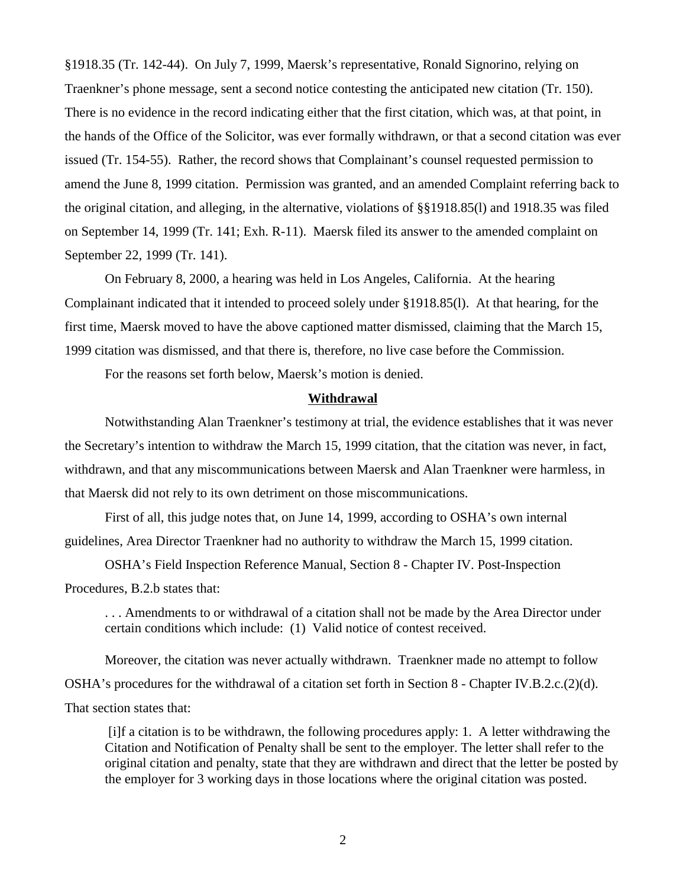§1918.35 (Tr. 142-44). On July 7, 1999, Maersk's representative, Ronald Signorino, relying on Traenkner's phone message, sent a second notice contesting the anticipated new citation (Tr. 150). There is no evidence in the record indicating either that the first citation, which was, at that point, in the hands of the Office of the Solicitor, was ever formally withdrawn, or that a second citation was ever issued (Tr. 154-55). Rather, the record shows that Complainant's counsel requested permission to amend the June 8, 1999 citation. Permission was granted, and an amended Complaint referring back to the original citation, and alleging, in the alternative, violations of §§1918.85(l) and 1918.35 was filed on September 14, 1999 (Tr. 141; Exh. R-11). Maersk filed its answer to the amended complaint on September 22, 1999 (Tr. 141).

On February 8, 2000, a hearing was held in Los Angeles, California. At the hearing Complainant indicated that it intended to proceed solely under §1918.85(l). At that hearing, for the first time, Maersk moved to have the above captioned matter dismissed, claiming that the March 15, 1999 citation was dismissed, and that there is, therefore, no live case before the Commission.

For the reasons set forth below, Maersk's motion is denied.

## **Withdrawal**

Notwithstanding Alan Traenkner's testimony at trial, the evidence establishes that it was never the Secretary's intention to withdraw the March 15, 1999 citation, that the citation was never, in fact, withdrawn, and that any miscommunications between Maersk and Alan Traenkner were harmless, in that Maersk did not rely to its own detriment on those miscommunications.

First of all, this judge notes that, on June 14, 1999, according to OSHA's own internal guidelines, Area Director Traenkner had no authority to withdraw the March 15, 1999 citation.

OSHA's Field Inspection Reference Manual, Section 8 - Chapter IV. Post-Inspection Procedures, B.2.b states that:

> . . . Amendments to or withdrawal of a citation shall not be made by the Area Director under certain conditions which include: (1) Valid notice of contest received.

Moreover, the citation was never actually withdrawn. Traenkner made no attempt to follow OSHA's procedures for the withdrawal of a citation set forth in Section 8 - Chapter IV.B.2.c.(2)(d). That section states that:

> [i]f a citation is to be withdrawn, the following procedures apply: 1. A letter withdrawing the Citation and Notification of Penalty shall be sent to the employer. The letter shall refer to the original citation and penalty, state that they are withdrawn and direct that the letter be posted by the employer for 3 working days in those locations where the original citation was posted.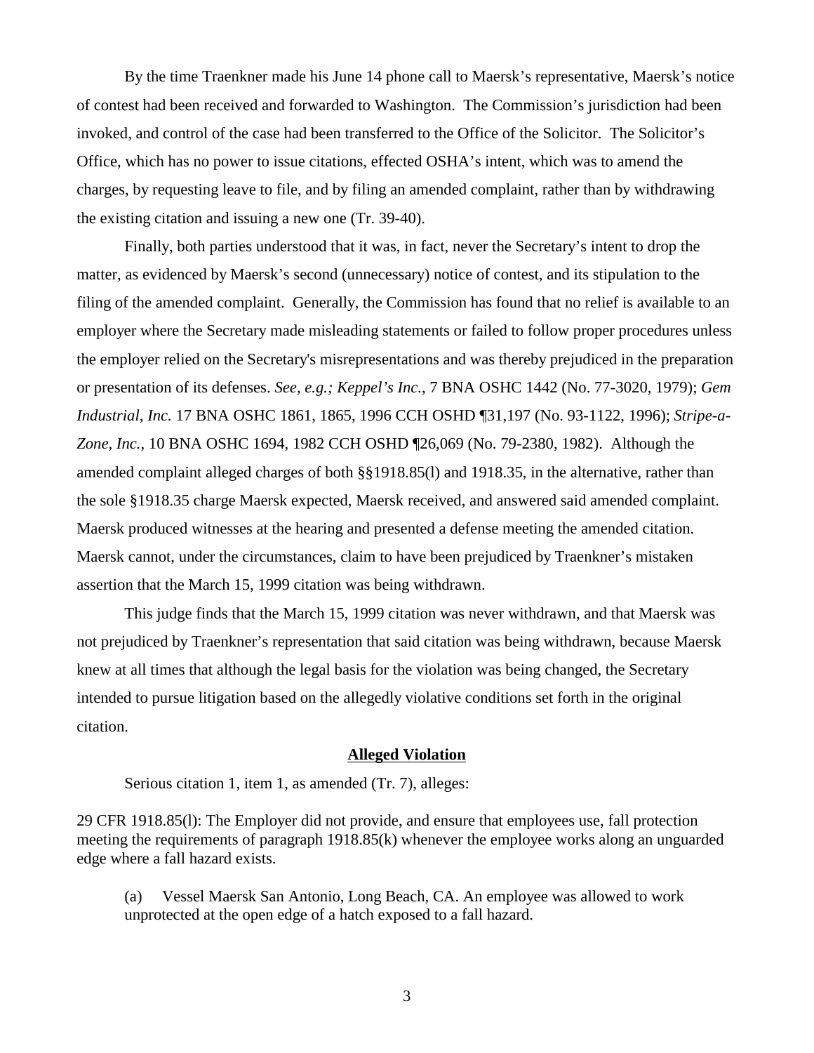By the time Traenkner made his June 14 phone call to Maersk's representative, Maersk's notice of contest had been received and forwarded to Washington. The Commission's jurisdiction had been invoked, and control of the case had been transferred to the Office of the Solicitor. The Solicitor's Office, which has no power to issue citations, effected OSHA's intent, which was to amend the charges, by requesting leave to file, and by filing an amended complaint, rather than by withdrawing the existing citation and issuing a new one (Tr. 39-40).

Finally, both parties understood that it was, in fact, never the Secretary's intent to drop the matter, as evidenced by Maersk's second (unnecessary) notice of contest, and its stipulation to the filing of the amended complaint. Generally, the Commission has found that no relief is available to an employer where the Secretary made misleading statements or failed to follow proper procedures unless the employer relied on the Secretary's misrepresentations and was thereby prejudiced in the preparation or presentation of its defenses. *See, e.g.; Keppel's Inc.*, 7 BNA OSHC 1442 (No. 77-3020, 1979); *Gem Industrial, Inc.* 17 BNA OSHC 1861, 1865, 1996 CCH OSHD ¶31,197 (No. 93-1122, 1996); *Stripe-a-Zone, Inc.*, 10 BNA OSHC 1694, 1982 CCH OSHD ¶26,069 (No. 79-2380, 1982). Although the amended complaint alleged charges of both §§1918.85(l) and 1918.35, in the alternative, rather than the sole §1918.35 charge Maersk expected, Maersk received, and answered said amended complaint. Maersk produced witnesses at the hearing and presented a defense meeting the amended citation. Maersk cannot, under the circumstances, claim to have been prejudiced by Traenkner's mistaken assertion that the March 15, 1999 citation was being withdrawn.

This judge finds that the March 15, 1999 citation was never withdrawn, and that Maersk was not prejudiced by Traenkner's representation that said citation was being withdrawn, because Maersk knew at all times that although the legal basis for the violation was being changed, the Secretary intended to pursue litigation based on the allegedly violative conditions set forth in the original citation.

## **Alleged Violation**

Serious citation 1, item 1, as amended (Tr. 7), alleges:

29 CFR 1918.85(l): The Employer did not provide, and ensure that employees use, fall protection meeting the requirements of paragraph 1918.85(k) whenever the employee works along an unguarded edge where a fall hazard exists.

> (a) Vessel Maersk San Antonio, Long Beach, CA. An employee was allowed to work unprotected at the open edge of a hatch exposed to a fall hazard.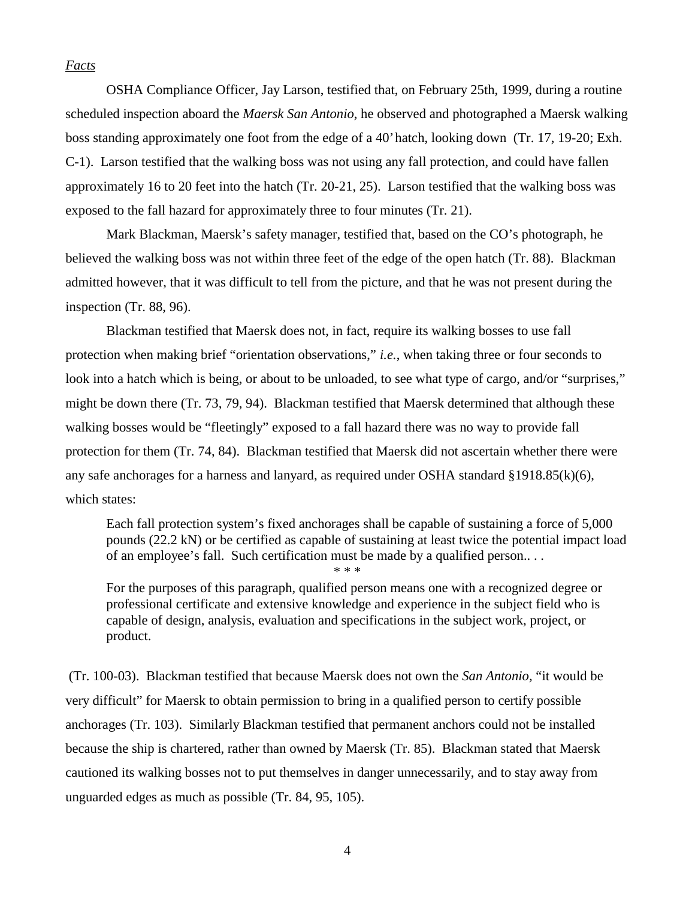*Facts*

OSHA Compliance Officer, Jay Larson, testified that, on February 25th, 1999, during a routine scheduled inspection aboard the *Maersk San Antonio*, he observed and photographed a Maersk walking boss standing approximately one foot from the edge of a 40' hatch, looking down (Tr. 17, 19-20; Exh. C-1). Larson testified that the walking boss was not using any fall protection, and could have fallen approximately 16 to 20 feet into the hatch (Tr. 20-21, 25). Larson testified that the walking boss was exposed to the fall hazard for approximately three to four minutes (Tr. 21).

Mark Blackman, Maersk's safety manager, testified that, based on the CO's photograph, he believed the walking boss was not within three feet of the edge of the open hatch (Tr. 88). Blackman admitted however, that it was difficult to tell from the picture, and that he was not present during the inspection (Tr. 88, 96).

Blackman testified that Maersk does not, in fact, require its walking bosses to use fall protection when making brief "orientation observations," *i.e.*, when taking three or four seconds to look into a hatch which is being, or about to be unloaded, to see what type of cargo, and/or "surprises," might be down there (Tr. 73, 79, 94). Blackman testified that Maersk determined that although these walking bosses would be "fleetingly" exposed to a fall hazard there was no way to provide fall protection for them (Tr. 74, 84). Blackman testified that Maersk did not ascertain whether there were any safe anchorages for a harness and lanyard, as required under OSHA standard §1918.85(k)(6), which states:

> Each fall protection system's fixed anchorages shall be capable of sustaining a force of 5,000 pounds (22.2 kN) or be certified as capable of sustaining at least twice the potential impact load of an employee's fall. Such certification must be made by a qualified person.. . .
>
> \* \* \*
>
> For the purposes of this paragraph, qualified person means one with a recognized degree or professional certificate and extensive knowledge and experience in the subject field who is capable of design, analysis, evaluation and specifications in the subject work, project, or product.

(Tr. 100-03). Blackman testified that because Maersk does not own the *San Antonio,* "it would be very difficult" for Maersk to obtain permission to bring in a qualified person to certify possible anchorages (Tr. 103). Similarly Blackman testified that permanent anchors could not be installed because the ship is chartered, rather than owned by Maersk (Tr. 85). Blackman stated that Maersk cautioned its walking bosses not to put themselves in danger unnecessarily, and to stay away from unguarded edges as much as possible (Tr. 84, 95, 105).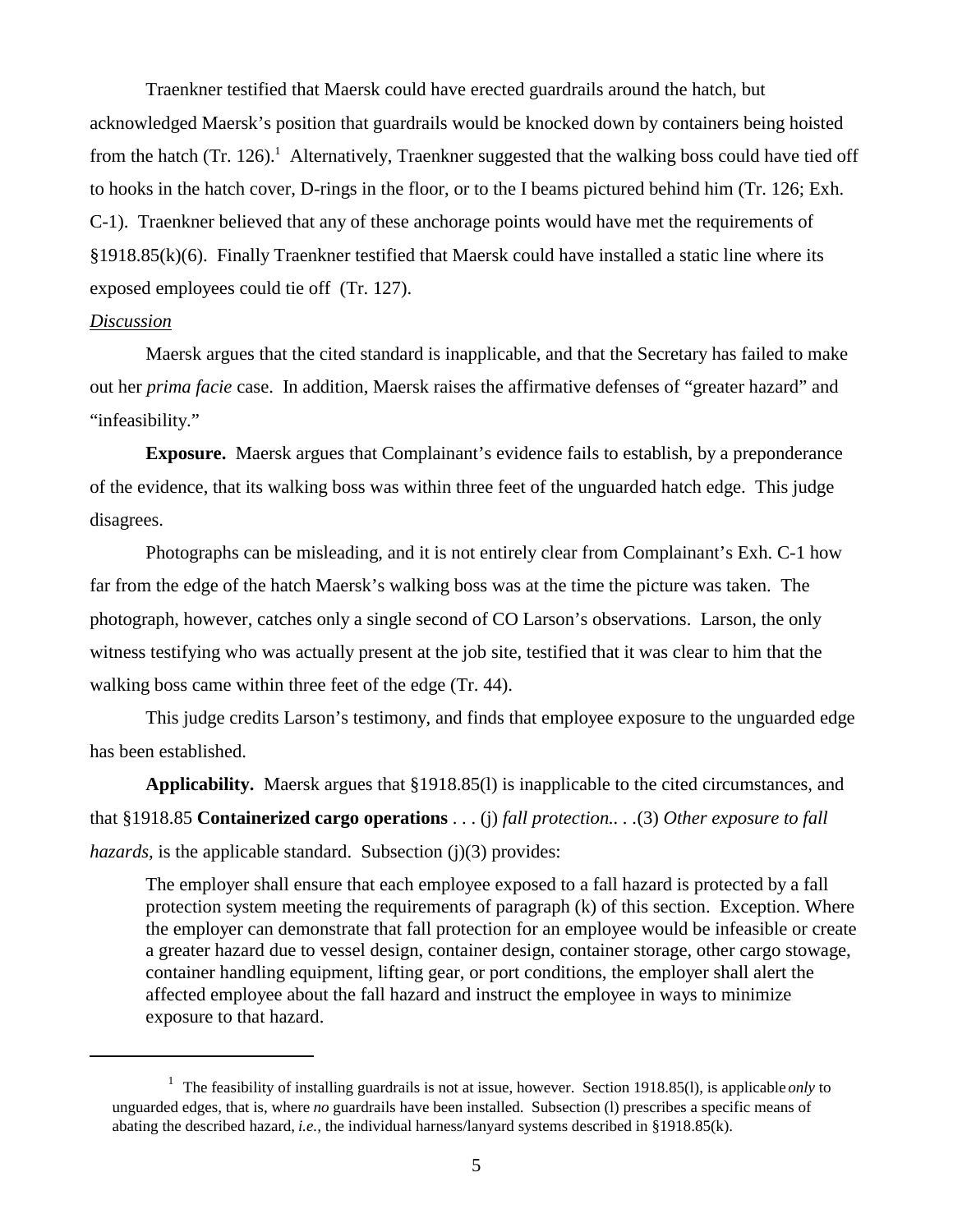Traenkner testified that Maersk could have erected guardrails around the hatch, but acknowledged Maersk's position that guardrails would be knocked down by containers being hoisted from the hatch (Tr. 126).[1] Alternatively, Traenkner suggested that the walking boss could have tied off to hooks in the hatch cover, D-rings in the floor, or to the I beams pictured behind him (Tr. 126; Exh. C-1). Traenkner believed that any of these anchorage points would have met the requirements of §1918.85(k)(6). Finally Traenkner testified that Maersk could have installed a static line where its exposed employees could tie off (Tr. 127).

*Discussion*

Maersk argues that the cited standard is inapplicable, and that the Secretary has failed to make out her *prima facie* case. In addition, Maersk raises the affirmative defenses of "greater hazard" and "infeasibility."

**Exposure.** Maersk argues that Complainant's evidence fails to establish, by a preponderance of the evidence, that its walking boss was within three feet of the unguarded hatch edge. This judge disagrees.

Photographs can be misleading, and it is not entirely clear from Complainant's Exh. C-1 how far from the edge of the hatch Maersk's walking boss was at the time the picture was taken. The photograph, however, catches only a single second of CO Larson's observations. Larson, the only witness testifying who was actually present at the job site, testified that it was clear to him that the walking boss came within three feet of the edge (Tr. 44).

This judge credits Larson's testimony, and finds that employee exposure to the unguarded edge has been established.

**Applicability.** Maersk argues that §1918.85(l) is inapplicable to the cited circumstances, and that §1918.85 **Containerized cargo operations** . . . (j) *fall protection.. . .*(3) *Other exposure to fall hazards,* is the applicable standard. Subsection (j)(3) provides:

> The employer shall ensure that each employee exposed to a fall hazard is protected by a fall protection system meeting the requirements of paragraph (k) of this section. Exception. Where the employer can demonstrate that fall protection for an employee would be infeasible or create a greater hazard due to vessel design, container design, container storage, other cargo stowage, container handling equipment, lifting gear, or port conditions, the employer shall alert the affected employee about the fall hazard and instruct the employee in ways to minimize exposure to that hazard.

---

[1] The feasibility of installing guardrails is not at issue, however. Section 1918.85(l), is applicable *only* to unguarded edges, that is, where *no* guardrails have been installed. Subsection (l) prescribes a specific means of abating the described hazard, *i.e.,* the individual harness/lanyard systems described in §1918.85(k).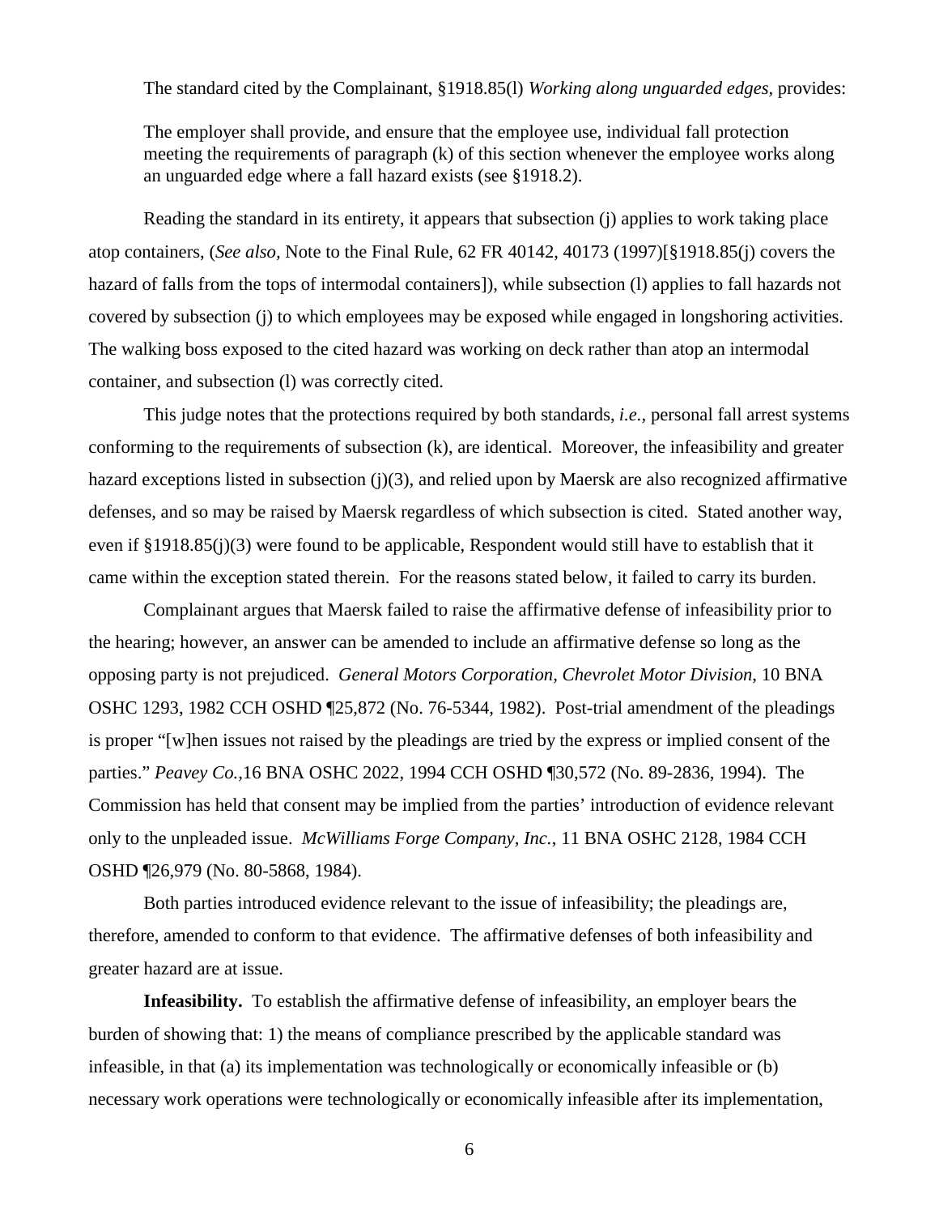The standard cited by the Complainant, §1918.85(l) *Working along unguarded edges,* provides:

> The employer shall provide, and ensure that the employee use, individual fall protection meeting the requirements of paragraph (k) of this section whenever the employee works along an unguarded edge where a fall hazard exists (see §1918.2).

Reading the standard in its entirety, it appears that subsection (j) applies to work taking place atop containers, (*See also,* Note to the Final Rule, 62 FR 40142, 40173 (1997)[§1918.85(j) covers the hazard of falls from the tops of intermodal containers]), while subsection (l) applies to fall hazards not covered by subsection (j) to which employees may be exposed while engaged in longshoring activities. The walking boss exposed to the cited hazard was working on deck rather than atop an intermodal container, and subsection (l) was correctly cited.

This judge notes that the protections required by both standards, *i.e.,* personal fall arrest systems conforming to the requirements of subsection (k), are identical. Moreover, the infeasibility and greater hazard exceptions listed in subsection (j)(3), and relied upon by Maersk are also recognized affirmative defenses, and so may be raised by Maersk regardless of which subsection is cited. Stated another way, even if §1918.85(j)(3) were found to be applicable, Respondent would still have to establish that it came within the exception stated therein. For the reasons stated below, it failed to carry its burden.

Complainant argues that Maersk failed to raise the affirmative defense of infeasibility prior to the hearing; however, an answer can be amended to include an affirmative defense so long as the opposing party is not prejudiced. *General Motors Corporation, Chevrolet Motor Division,* 10 BNA OSHC 1293, 1982 CCH OSHD ¶25,872 (No. 76-5344, 1982). Post-trial amendment of the pleadings is proper "[w]hen issues not raised by the pleadings are tried by the express or implied consent of the parties." *Peavey Co.,*16 BNA OSHC 2022, 1994 CCH OSHD ¶30,572 (No. 89-2836, 1994). The Commission has held that consent may be implied from the parties' introduction of evidence relevant only to the unpleaded issue. *McWilliams Forge Company, Inc.*, 11 BNA OSHC 2128, 1984 CCH OSHD ¶26,979 (No. 80-5868, 1984).

Both parties introduced evidence relevant to the issue of infeasibility; the pleadings are, therefore, amended to conform to that evidence. The affirmative defenses of both infeasibility and greater hazard are at issue.

**Infeasibility.** To establish the affirmative defense of infeasibility, an employer bears the burden of showing that: 1) the means of compliance prescribed by the applicable standard was infeasible, in that (a) its implementation was technologically or economically infeasible or (b) necessary work operations were technologically or economically infeasible after its implementation,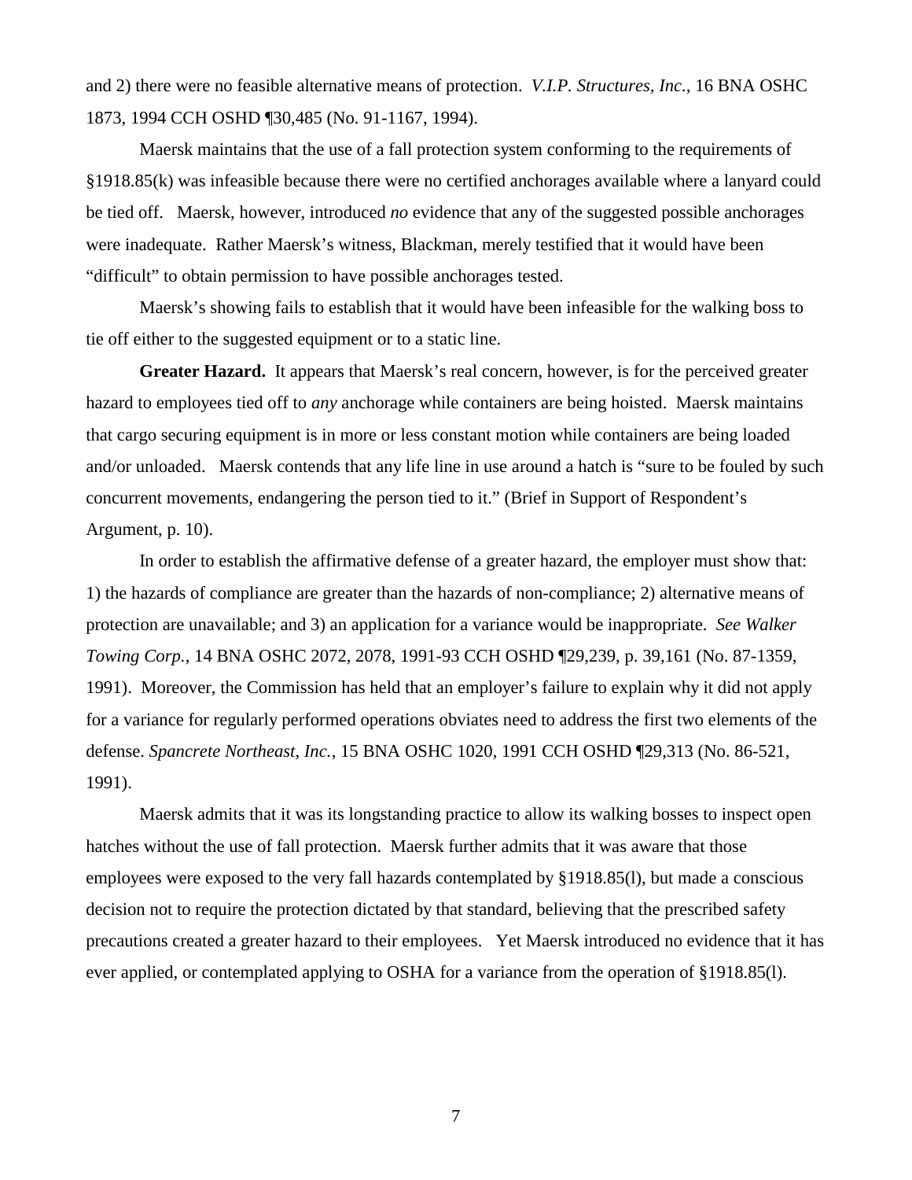and 2) there were no feasible alternative means of protection. *V.I.P. Structures, Inc.*, 16 BNA OSHC 1873, 1994 CCH OSHD ¶30,485 (No. 91-1167, 1994).

Maersk maintains that the use of a fall protection system conforming to the requirements of §1918.85(k) was infeasible because there were no certified anchorages available where a lanyard could be tied off. Maersk, however, introduced *no* evidence that any of the suggested possible anchorages were inadequate. Rather Maersk's witness, Blackman, merely testified that it would have been "difficult" to obtain permission to have possible anchorages tested.

Maersk's showing fails to establish that it would have been infeasible for the walking boss to tie off either to the suggested equipment or to a static line.

**Greater Hazard.** It appears that Maersk's real concern, however, is for the perceived greater hazard to employees tied off to *any* anchorage while containers are being hoisted. Maersk maintains that cargo securing equipment is in more or less constant motion while containers are being loaded and/or unloaded. Maersk contends that any life line in use around a hatch is "sure to be fouled by such concurrent movements, endangering the person tied to it." (Brief in Support of Respondent's Argument, p. 10).

In order to establish the affirmative defense of a greater hazard, the employer must show that: 1) the hazards of compliance are greater than the hazards of non-compliance; 2) alternative means of protection are unavailable; and 3) an application for a variance would be inappropriate. *See Walker Towing Corp.*, 14 BNA OSHC 2072, 2078, 1991-93 CCH OSHD ¶29,239, p. 39,161 (No. 87-1359, 1991). Moreover, the Commission has held that an employer's failure to explain why it did not apply for a variance for regularly performed operations obviates need to address the first two elements of the defense. *Spancrete Northeast, Inc.*, 15 BNA OSHC 1020, 1991 CCH OSHD ¶29,313 (No. 86-521, 1991).

Maersk admits that it was its longstanding practice to allow its walking bosses to inspect open hatches without the use of fall protection. Maersk further admits that it was aware that those employees were exposed to the very fall hazards contemplated by §1918.85(l), but made a conscious decision not to require the protection dictated by that standard, believing that the prescribed safety precautions created a greater hazard to their employees. Yet Maersk introduced no evidence that it has ever applied, or contemplated applying to OSHA for a variance from the operation of §1918.85(l).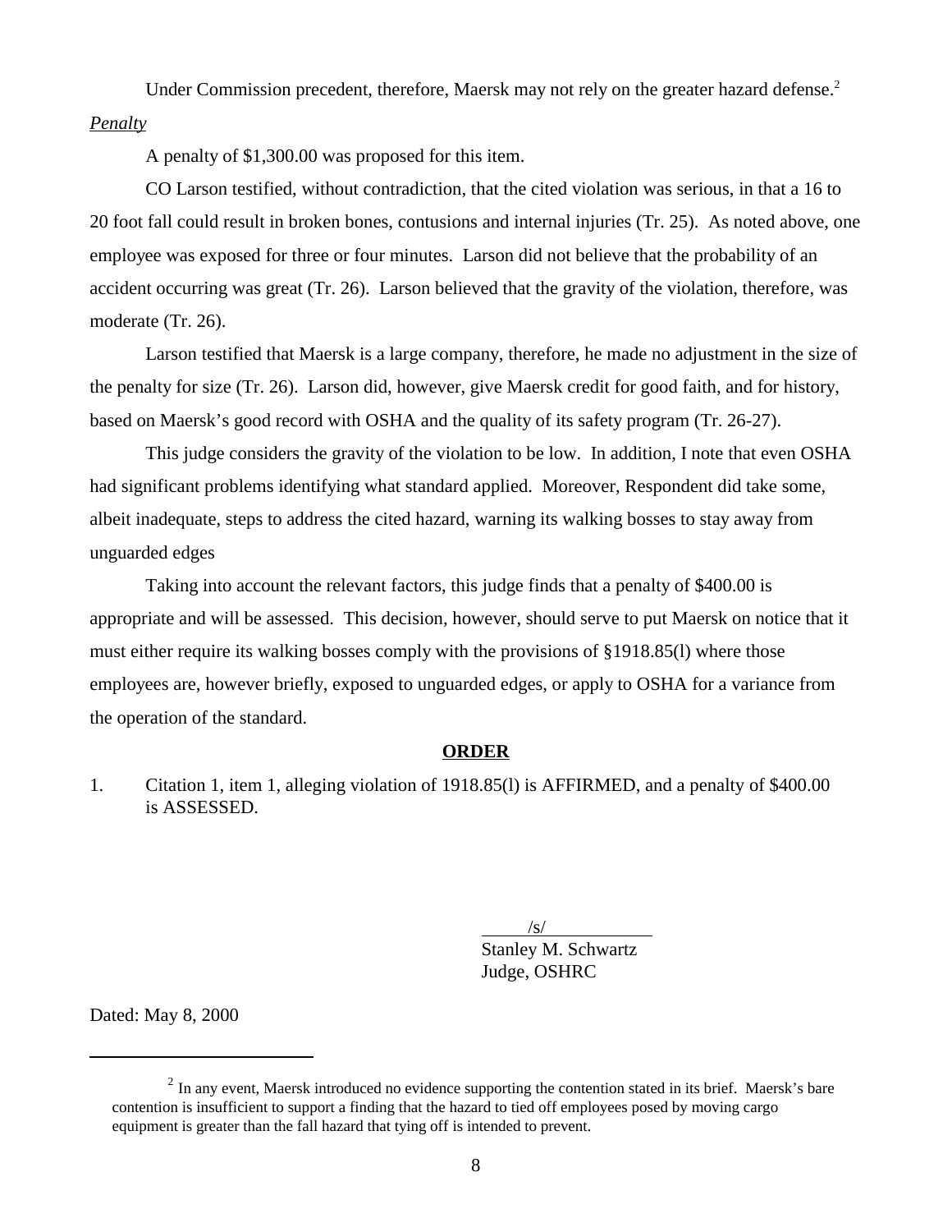Under Commission precedent, therefore, Maersk may not rely on the greater hazard defense.[2]

*Penalty*

A penalty of $1,300.00 was proposed for this item.

CO Larson testified, without contradiction, that the cited violation was serious, in that a 16 to 20 foot fall could result in broken bones, contusions and internal injuries (Tr. 25). As noted above, one employee was exposed for three or four minutes. Larson did not believe that the probability of an accident occurring was great (Tr. 26). Larson believed that the gravity of the violation, therefore, was moderate (Tr. 26).

Larson testified that Maersk is a large company, therefore, he made no adjustment in the size of the penalty for size (Tr. 26). Larson did, however, give Maersk credit for good faith, and for history, based on Maersk's good record with OSHA and the quality of its safety program (Tr. 26-27).

This judge considers the gravity of the violation to be low. In addition, I note that even OSHA had significant problems identifying what standard applied. Moreover, Respondent did take some, albeit inadequate, steps to address the cited hazard, warning its walking bosses to stay away from unguarded edges

Taking into account the relevant factors, this judge finds that a penalty of $400.00 is appropriate and will be assessed. This decision, however, should serve to put Maersk on notice that it must either require its walking bosses comply with the provisions of §1918.85(l) where those employees are, however briefly, exposed to unguarded edges, or apply to OSHA for a variance from the operation of the standard.

**ORDER**

1. Citation 1, item 1, alleging violation of 1918.85(l) is AFFIRMED, and a penalty of $400.00 is ASSESSED.

/s/
Stanley M. Schwartz
Judge, OSHRC

Dated: May 8, 2000

[2] In any event, Maersk introduced no evidence supporting the contention stated in its brief. Maersk's bare contention is insufficient to support a finding that the hazard to tied off employees posed by moving cargo equipment is greater than the fall hazard that tying off is intended to prevent.